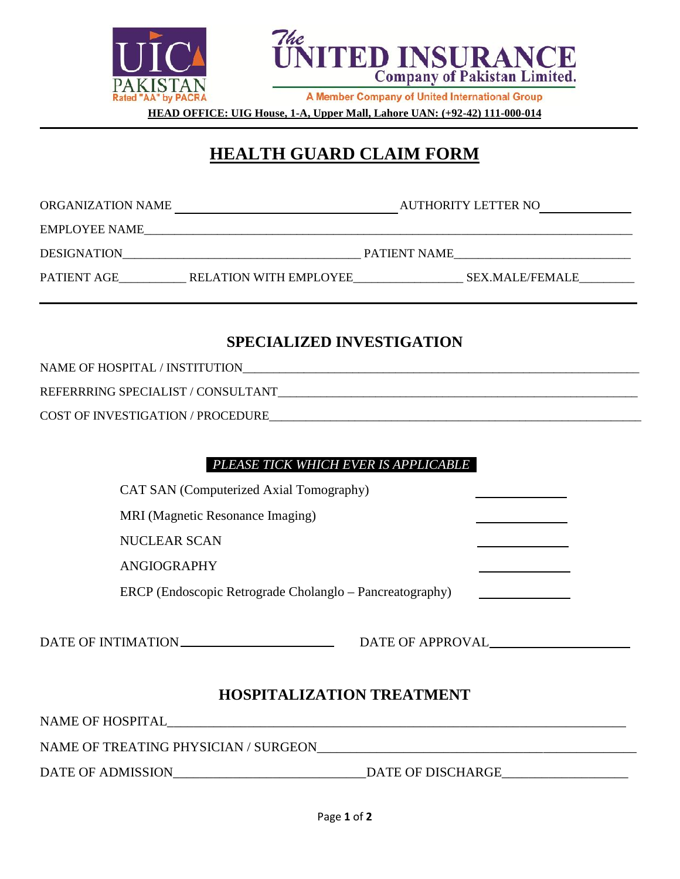**UIC PAKISTAN**
Rated "AA" by PACRA

**The UNITED INSURANCE Company of Pakistan Limited.**

A Member Company of United International Group

**HEAD OFFICE: UIG House, 1-A, Upper Mall, Lahore UAN: (+92-42) 111-000-014**

---

# HEALTH GUARD CLAIM FORM

ORGANIZATION NAME ______________________ AUTHORITY LETTER NO ____________

EMPLOYEE NAME ____________________________________________________________

DESIGNATION ______________________________ PATIENT NAME ______________________

PATIENT AGE __________ RELATION WITH EMPLOYEE ______________ SEX.MALE/FEMALE ________

---

## SPECIALIZED INVESTIGATION

NAME OF HOSPITAL / INSTITUTION ____________________________________________

REFERRRING SPECIALIST / CONSULTANT ________________________________________

COST OF INVESTIGATION / PROCEDURE ________________________________________

*PLEASE TICK WHICH EVER IS APPLICABLE*

| | |
|---|---|
| CAT SAN (Computerized Axial Tomography) | ____________ |
| MRI (Magnetic Resonance Imaging) | ____________ |
| NUCLEAR SCAN | ____________ |
| ANGIOGRAPHY | ____________ |
| ERCP (Endoscopic Retrograde Cholanglo – Pancreatography) | ____________ |

DATE OF INTIMATION ____________________ DATE OF APPROVAL ____________________

## HOSPITALIZATION TREATMENT

NAME OF HOSPITAL __________________________________________________________

NAME OF TREATING PHYSICIAN / SURGEON ______________________________________

DATE OF ADMISSION ______________________ DATE OF DISCHARGE ________________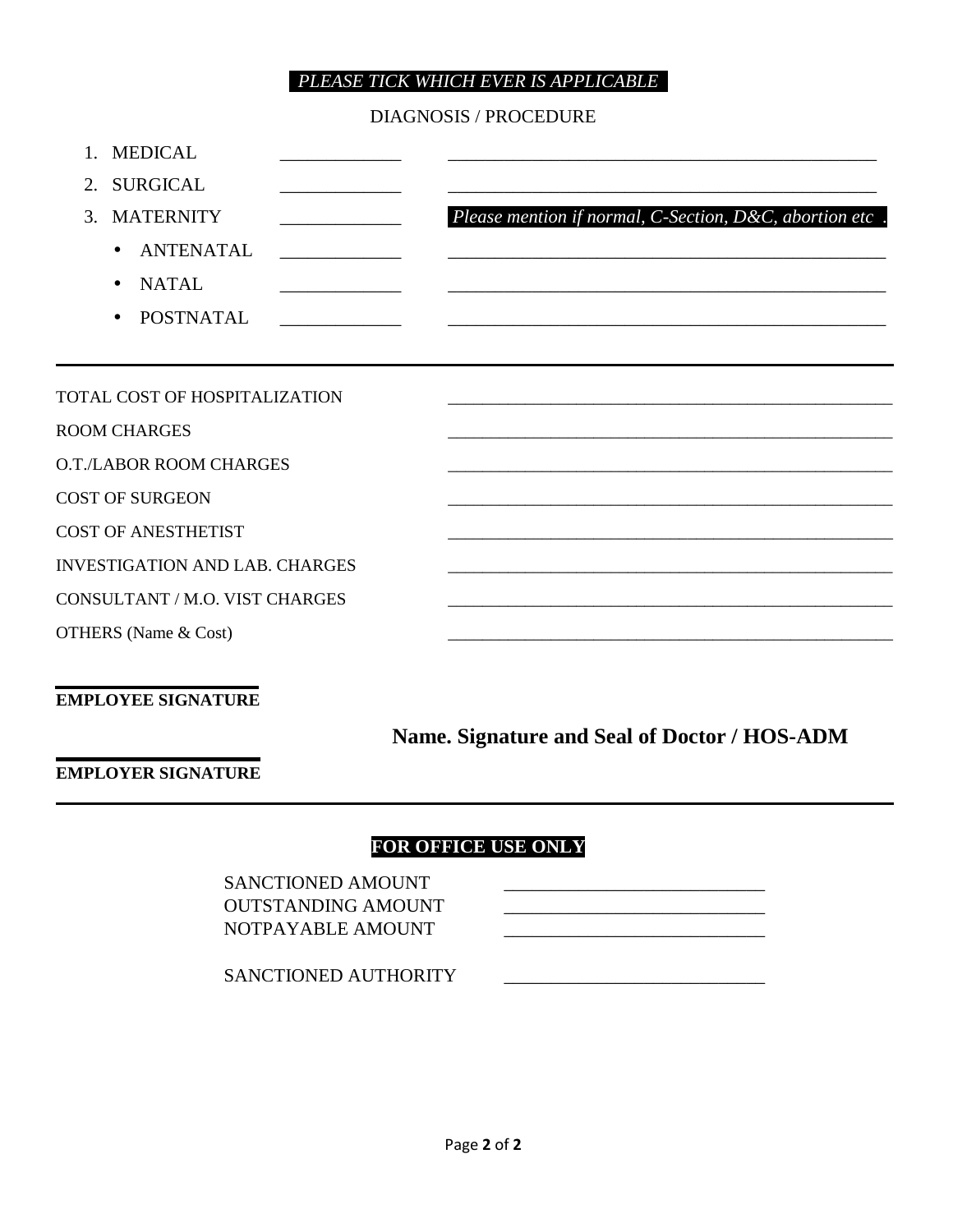*PLEASE TICK WHICH EVER IS APPLICABLE*

DIAGNOSIS / PROCEDURE

1. MEDICAL ____________ ____________________________________________
2. SURGICAL ____________ ____________________________________________
3. MATERNITY ____________ *Please mention if normal, C-Section, D&C, abortion etc .*
   - ANTENATAL ____________ ____________________________________________
   - NATAL ____________ ____________________________________________
   - POSTNATAL ____________ ____________________________________________

---

TOTAL COST OF HOSPITALIZATION ____________________________________________

ROOM CHARGES ____________________________________________

O.T./LABOR ROOM CHARGES ____________________________________________

COST OF SURGEON ____________________________________________

COST OF ANESTHETIST ____________________________________________

INVESTIGATION AND LAB. CHARGES ____________________________________________

CONSULTANT / M.O. VIST CHARGES ____________________________________________

OTHERS (Name & Cost) ____________________________________________

**EMPLOYEE SIGNATURE**

**Name. Signature and Seal of Doctor / HOS-ADM**

**EMPLOYER SIGNATURE**

---

**FOR OFFICE USE ONLY**

SANCTIONED AMOUNT ________________________
OUTSTANDING AMOUNT ________________________
NOTPAYABLE AMOUNT ________________________

SANCTIONED AUTHORITY ________________________